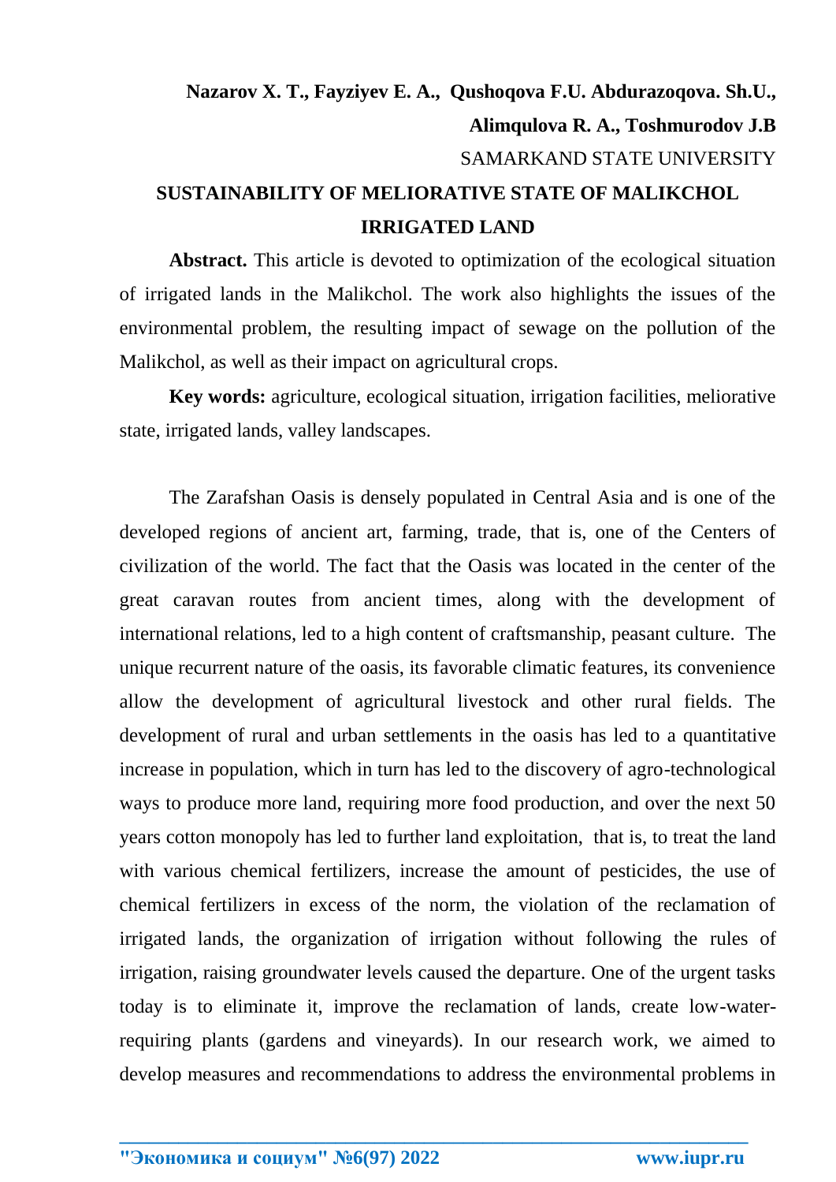**Nazarov X. T., Fayziyev E. A., Qushoqova F.U. Abdurazoqova. Sh.U., Alimqulova R. A., Toshmurodov J.B**

SAMARKAND STATE UNIVERSITY

# SUSTAINABILITY OF MELIORATIVE STATE OF MALIKCHOL IRRIGATED LAND

**Abstract.** This article is devoted to optimization of the ecological situation of irrigated lands in the Malikchol. The work also highlights the issues of the environmental problem, the resulting impact of sewage on the pollution of the Malikchol, as well as their impact on agricultural crops.

**Key words:** agriculture, ecological situation, irrigation facilities, meliorative state, irrigated lands, valley landscapes.

The Zarafshan Oasis is densely populated in Central Asia and is one of the developed regions of ancient art, farming, trade, that is, one of the Centers of civilization of the world. The fact that the Oasis was located in the center of the great caravan routes from ancient times, along with the development of international relations, led to a high content of craftsmanship, peasant culture. The unique recurrent nature of the oasis, its favorable climatic features, its convenience allow the development of agricultural livestock and other rural fields. The development of rural and urban settlements in the oasis has led to a quantitative increase in population, which in turn has led to the discovery of agro-technological ways to produce more land, requiring more food production, and over the next 50 years cotton monopoly has led to further land exploitation, that is, to treat the land with various chemical fertilizers, increase the amount of pesticides, the use of chemical fertilizers in excess of the norm, the violation of the reclamation of irrigated lands, the organization of irrigation without following the rules of irrigation, raising groundwater levels caused the departure. One of the urgent tasks today is to eliminate it, improve the reclamation of lands, create low-water-requiring plants (gardens and vineyards). In our research work, we aimed to develop measures and recommendations to address the environmental problems in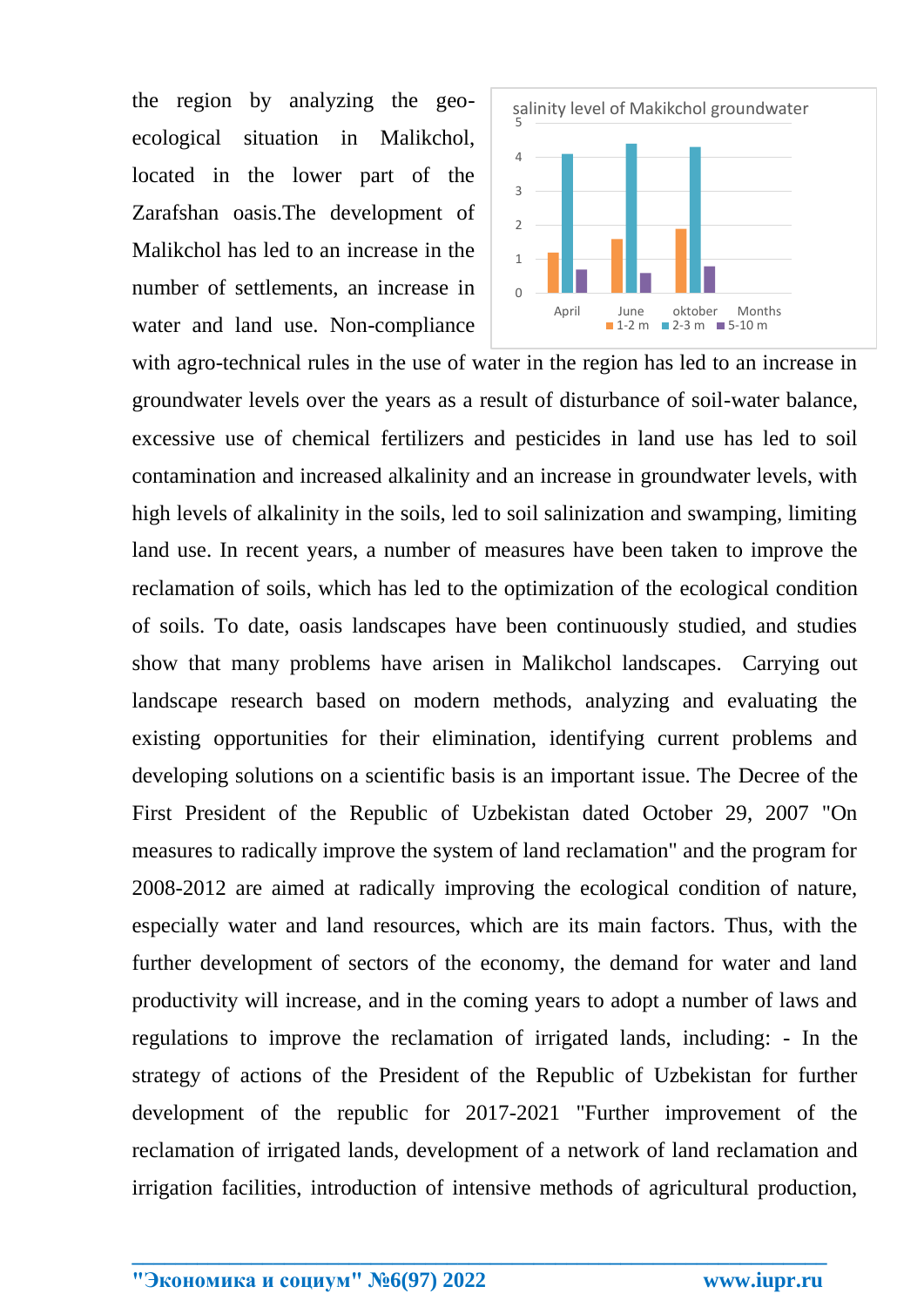the region by analyzing the geo-ecological situation in Malikchol, located in the lower part of the Zarafshan oasis.The development of Malikchol has led to an increase in the number of settlements, an increase in water and land use. Non-compliance with agro-technical rules in the use of water in the region has led to an increase in groundwater levels over the years as a result of disturbance of soil-water balance, excessive use of chemical fertilizers and pesticides in land use has led to soil contamination and increased alkalinity and an increase in groundwater levels, with high levels of alkalinity in the soils, led to soil salinization and swamping, limiting land use. In recent years, a number of measures have been taken to improve the reclamation of soils, which has led to the optimization of the ecological condition of soils. To date, oasis landscapes have been continuously studied, and studies show that many problems have arisen in Malikchol landscapes. Carrying out landscape research based on modern methods, analyzing and evaluating the existing opportunities for their elimination, identifying current problems and developing solutions on a scientific basis is an important issue. The Decree of the First President of the Republic of Uzbekistan dated October 29, 2007 "On measures to radically improve the system of land reclamation" and the program for 2008-2012 are aimed at radically improving the ecological condition of nature, especially water and land resources, which are its main factors. Thus, with the further development of sectors of the economy, the demand for water and land productivity will increase, and in the coming years to adopt a number of laws and regulations to improve the reclamation of irrigated lands, including: - In the strategy of actions of the President of the Republic of Uzbekistan for further development of the republic for 2017-2021 "Further improvement of the reclamation of irrigated lands, development of a network of land reclamation and irrigation facilities, introduction of intensive methods of agricultural production,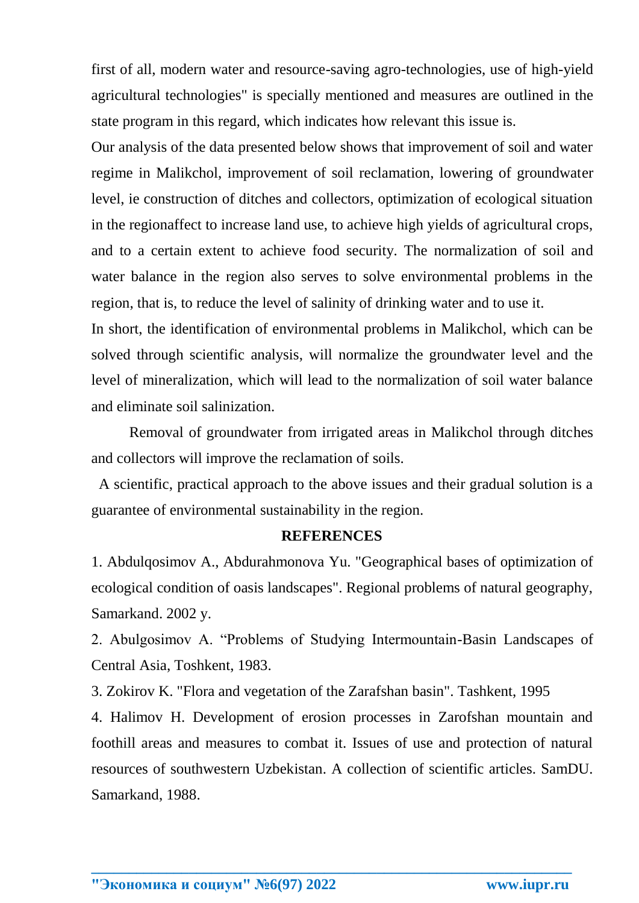first of all, modern water and resource-saving agro-technologies, use of high-yield agricultural technologies" is specially mentioned and measures are outlined in the state program in this regard, which indicates how relevant this issue is.

Our analysis of the data presented below shows that improvement of soil and water regime in Malikchol, improvement of soil reclamation, lowering of groundwater level, ie construction of ditches and collectors, optimization of ecological situation in the regionaffect to increase land use, to achieve high yields of agricultural crops, and to a certain extent to achieve food security. The normalization of soil and water balance in the region also serves to solve environmental problems in the region, that is, to reduce the level of salinity of drinking water and to use it.

In short, the identification of environmental problems in Malikchol, which can be solved through scientific analysis, will normalize the groundwater level and the level of mineralization, which will lead to the normalization of soil water balance and eliminate soil salinization.

Removal of groundwater from irrigated areas in Malikchol through ditches and collectors will improve the reclamation of soils.

A scientific, practical approach to the above issues and their gradual solution is a guarantee of environmental sustainability in the region.

## REFERENCES

1. Abdulqosimov A., Abdurahmonova Yu. "Geographical bases of optimization of ecological condition of oasis landscapes". Regional problems of natural geography, Samarkand. 2002 y.
2. Abulgosimov A. “Problems of Studying Intermountain-Basin Landscapes of Central Asia, Toshkent, 1983.
3. Zokirov K. "Flora and vegetation of the Zarafshan basin". Tashkent, 1995
4. Halimov H. Development of erosion processes in Zarofshan mountain and foothill areas and measures to combat it. Issues of use and protection of natural resources of southwestern Uzbekistan. A collection of scientific articles. SamDU. Samarkand, 1988.